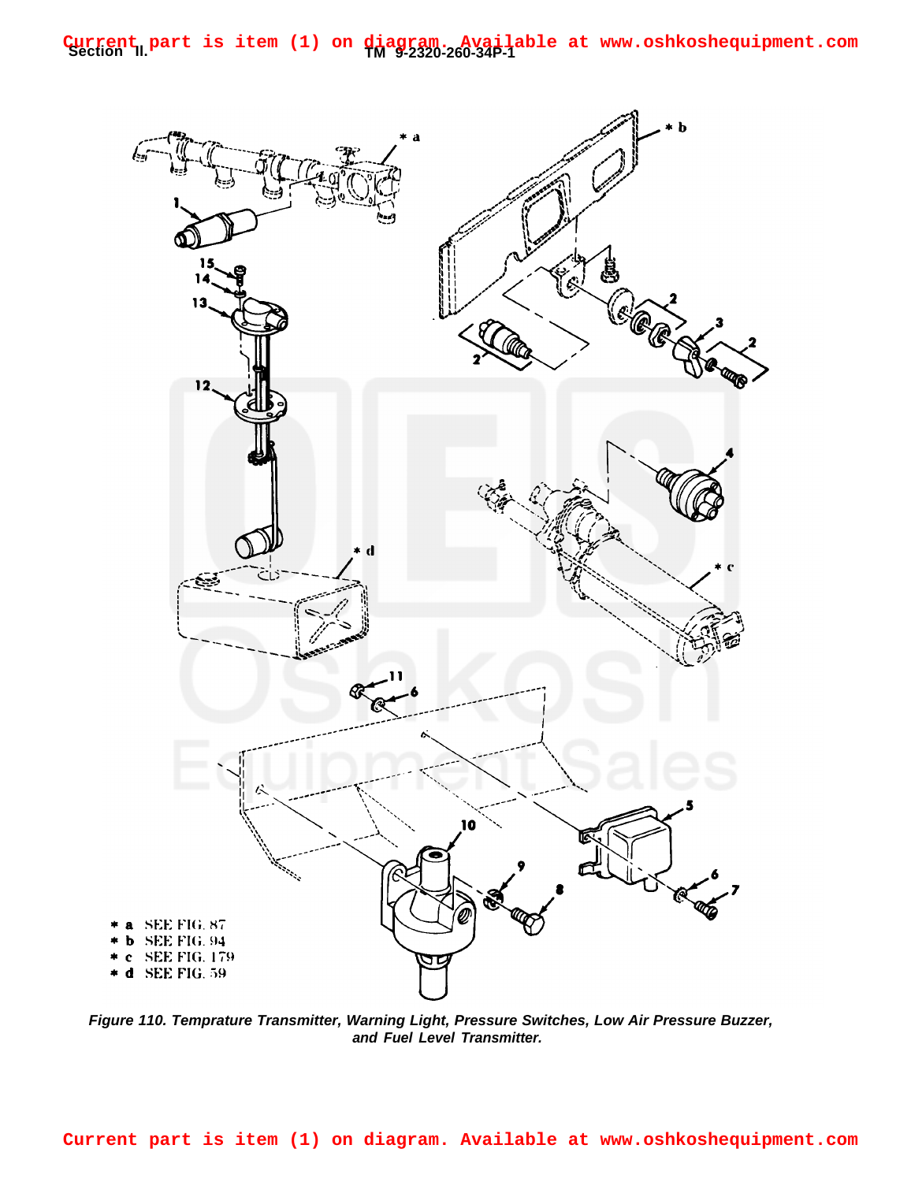Current part is item (1) on diagram. Available at www.oshkoshequipment.com

\* a SEE FIG. 87
\* b SEE FIG. 94
\* c SEE FIG. 179
\* d SEE FIG. 59

*Figure 110. Temprature Transmitter, Warning Light, Pressure Switches, Low Air Pressure Buzzer, and Fuel Level Transmitter.*

Current part is item (1) on diagram. Available at www.oshkoshequipment.com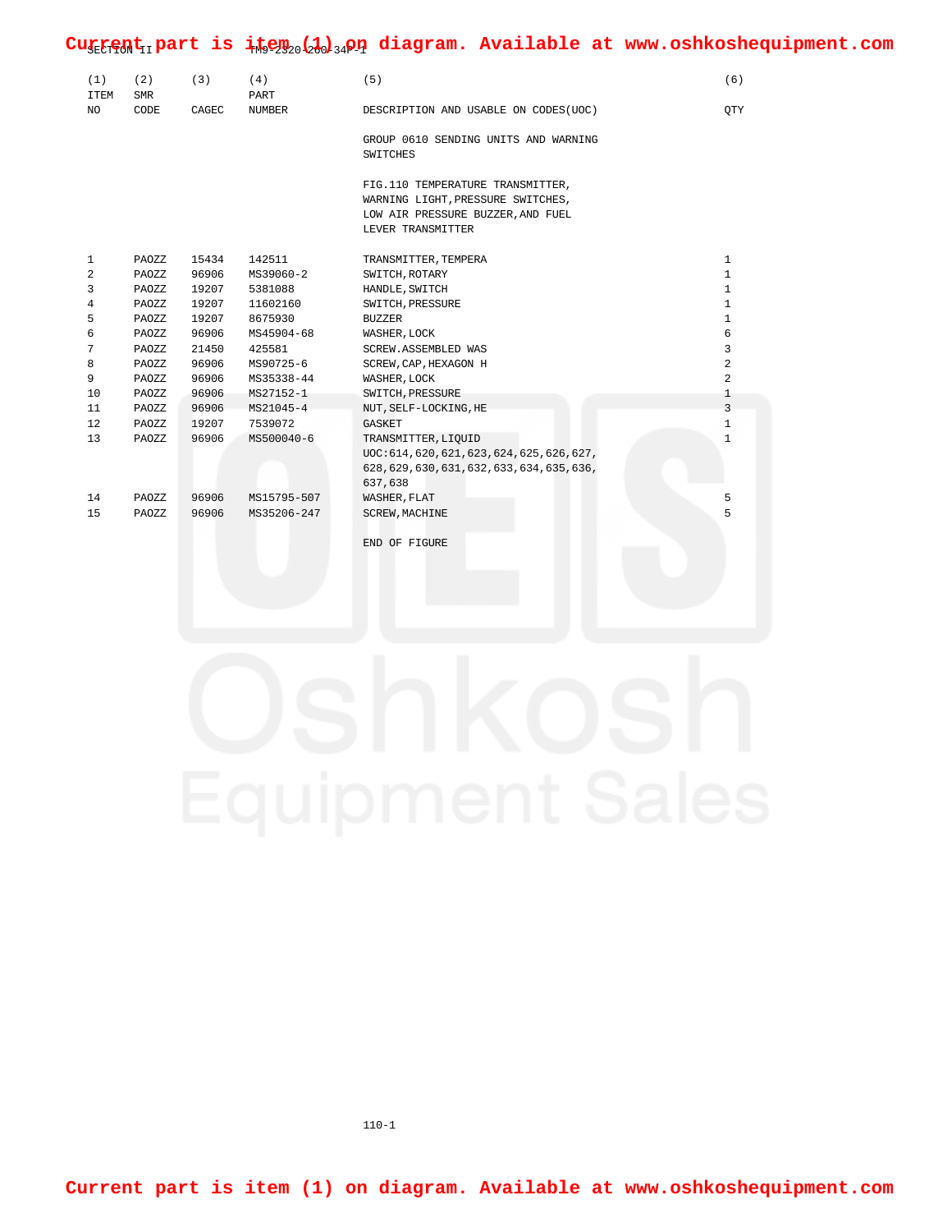Current part is item (1) on diagram. Available at www.oshkoshequipment.com

| (1) ITEM NO | (2) SMR CODE | (3) CAGEC | (4) PART NUMBER | (5) DESCRIPTION AND USABLE ON CODES(UOC) | (6) QTY |
|---|---|---|---|---|---|
| | | | | GROUP 0610 SENDING UNITS AND WARNING SWITCHES | |
| | | | | FIG.110 TEMPERATURE TRANSMITTER, WARNING LIGHT,PRESSURE SWITCHES, LOW AIR PRESSURE BUZZER,AND FUEL LEVER TRANSMITTER | |
| 1 | PAOZZ | 15434 | 142511 | TRANSMITTER,TEMPERA | 1 |
| 2 | PAOZZ | 96906 | MS39060-2 | SWITCH,ROTARY | 1 |
| 3 | PAOZZ | 19207 | 5381088 | HANDLE,SWITCH | 1 |
| 4 | PAOZZ | 19207 | 11602160 | SWITCH,PRESSURE | 1 |
| 5 | PAOZZ | 19207 | 8675930 | BUZZER | 1 |
| 6 | PAOZZ | 96906 | MS45904-68 | WASHER,LOCK | 6 |
| 7 | PAOZZ | 21450 | 425581 | SCREW.ASSEMBLED WAS | 3 |
| 8 | PAOZZ | 96906 | MS90725-6 | SCREW,CAP,HEXAGON H | 2 |
| 9 | PAOZZ | 96906 | MS35338-44 | WASHER,LOCK | 2 |
| 10 | PAOZZ | 96906 | MS27152-1 | SWITCH,PRESSURE | 1 |
| 11 | PAOZZ | 96906 | MS21045-4 | NUT,SELF-LOCKING,HE | 3 |
| 12 | PAOZZ | 19207 | 7539072 | GASKET | 1 |
| 13 | PAOZZ | 96906 | MS500040-6 | TRANSMITTER,LIQUID UOC:614,620,621,623,624,625,626,627, 628,629,630,631,632,633,634,635,636, 637,638 | 1 |
| 14 | PAOZZ | 96906 | MS15795-507 | WASHER,FLAT | 5 |
| 15 | PAOZZ | 96906 | MS35206-247 | SCREW,MACHINE | 5 |
| | | | | END OF FIGURE | |

Current part is item (1) on diagram. Available at www.oshkoshequipment.com